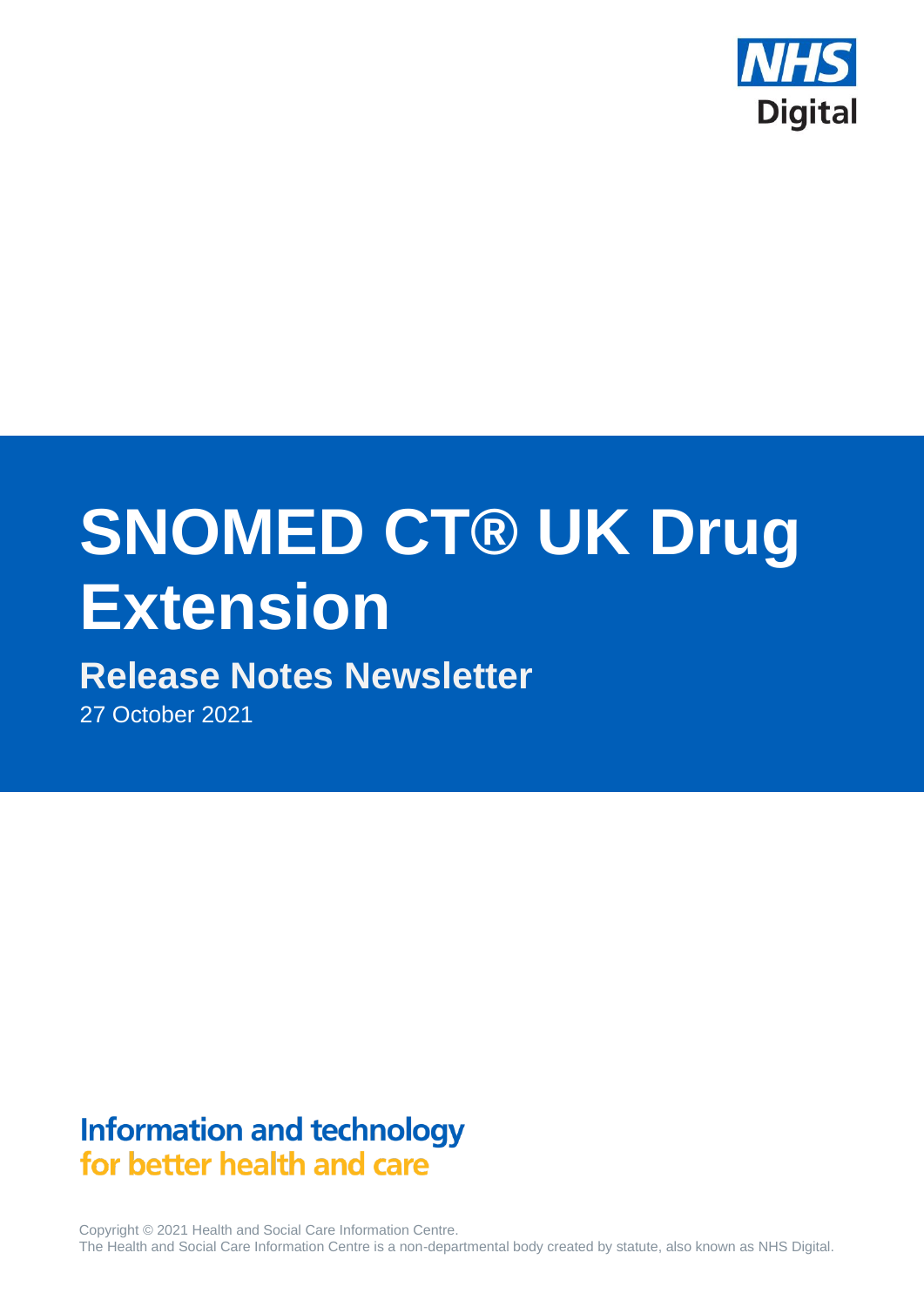NHS Digital

# SNOMED CT® UK Drug Extension

## Release Notes Newsletter

27 October 2021

**Information and technology for better health and care**

Copyright © 2021 Health and Social Care Information Centre.
The Health and Social Care Information Centre is a non-departmental body created by statute, also known as NHS Digital.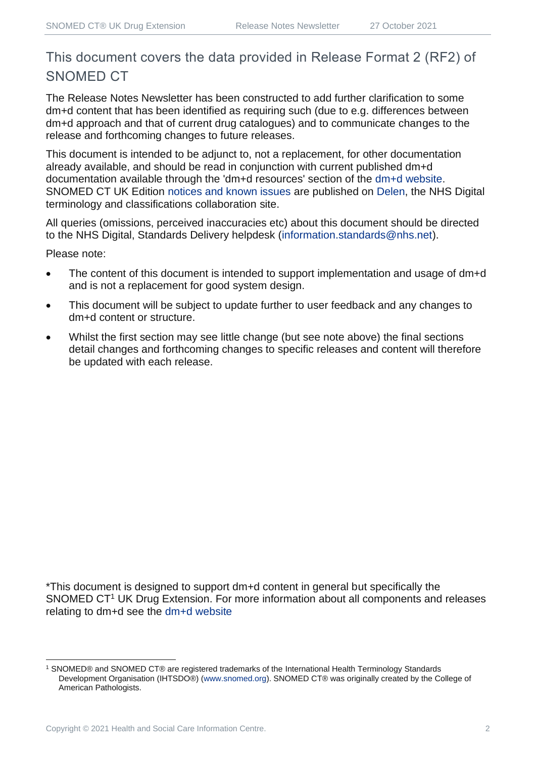## This document covers the data provided in Release Format 2 (RF2) of SNOMED CT

The Release Notes Newsletter has been constructed to add further clarification to some dm+d content that has been identified as requiring such (due to e.g. differences between dm+d approach and that of current drug catalogues) and to communicate changes to the release and forthcoming changes to future releases.

This document is intended to be adjunct to, not a replacement, for other documentation already available, and should be read in conjunction with current published dm+d documentation available through the 'dm+d resources' section of the dm+d website. SNOMED CT UK Edition notices and known issues are published on Delen, the NHS Digital terminology and classifications collaboration site.

All queries (omissions, perceived inaccuracies etc) about this document should be directed to the NHS Digital, Standards Delivery helpdesk (information.standards@nhs.net).

Please note:

- The content of this document is intended to support implementation and usage of dm+d and is not a replacement for good system design.
- This document will be subject to update further to user feedback and any changes to dm+d content or structure.
- Whilst the first section may see little change (but see note above) the final sections detail changes and forthcoming changes to specific releases and content will therefore be updated with each release.

*This document is designed to support dm+d content in general but specifically the SNOMED CT[1] UK Drug Extension. For more information about all components and releases relating to dm+d see the dm+d website

[1] SNOMED® and SNOMED CT® are registered trademarks of the International Health Terminology Standards Development Organisation (IHTSDO®) (www.snomed.org). SNOMED CT® was originally created by the College of American Pathologists.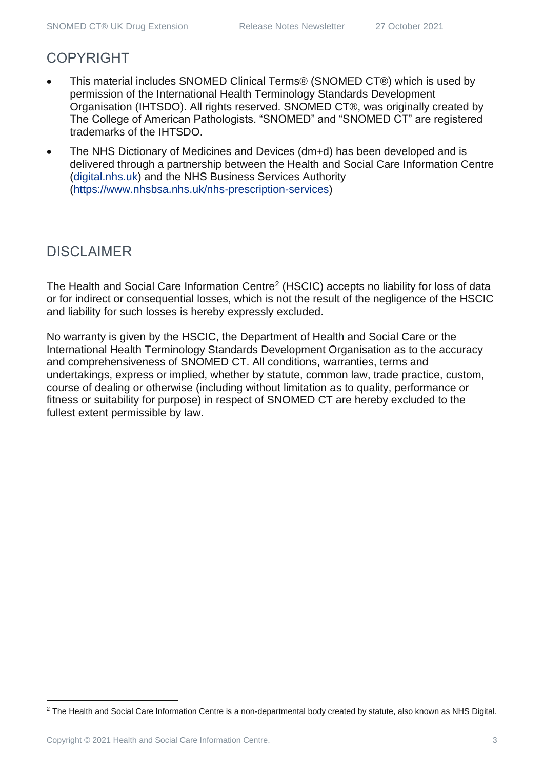## COPYRIGHT

- This material includes SNOMED Clinical Terms® (SNOMED CT®) which is used by permission of the International Health Terminology Standards Development Organisation (IHTSDO). All rights reserved. SNOMED CT®, was originally created by The College of American Pathologists. "SNOMED" and "SNOMED CT" are registered trademarks of the IHTSDO.
- The NHS Dictionary of Medicines and Devices (dm+d) has been developed and is delivered through a partnership between the Health and Social Care Information Centre (digital.nhs.uk) and the NHS Business Services Authority (https://www.nhsbsa.nhs.uk/nhs-prescription-services)

## DISCLAIMER

The Health and Social Care Information Centre[2] (HSCIC) accepts no liability for loss of data or for indirect or consequential losses, which is not the result of the negligence of the HSCIC and liability for such losses is hereby expressly excluded.

No warranty is given by the HSCIC, the Department of Health and Social Care or the International Health Terminology Standards Development Organisation as to the accuracy and comprehensiveness of SNOMED CT. All conditions, warranties, terms and undertakings, express or implied, whether by statute, common law, trade practice, custom, course of dealing or otherwise (including without limitation as to quality, performance or fitness or suitability for purpose) in respect of SNOMED CT are hereby excluded to the fullest extent permissible by law.

---

[2] The Health and Social Care Information Centre is a non-departmental body created by statute, also known as NHS Digital.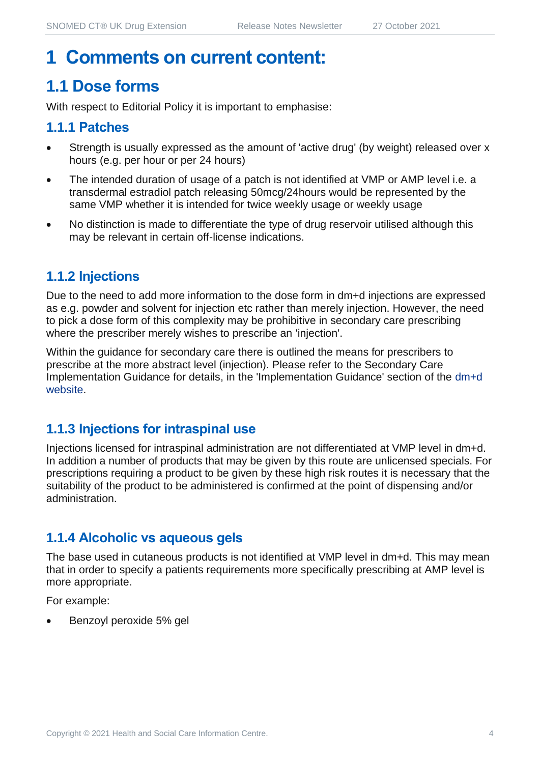# 1 Comments on current content:

## 1.1 Dose forms

With respect to Editorial Policy it is important to emphasise:

### 1.1.1 Patches

- Strength is usually expressed as the amount of 'active drug' (by weight) released over x hours (e.g. per hour or per 24 hours)
- The intended duration of usage of a patch is not identified at VMP or AMP level i.e. a transdermal estradiol patch releasing 50mcg/24hours would be represented by the same VMP whether it is intended for twice weekly usage or weekly usage
- No distinction is made to differentiate the type of drug reservoir utilised although this may be relevant in certain off-license indications.

### 1.1.2 Injections

Due to the need to add more information to the dose form in dm+d injections are expressed as e.g. powder and solvent for injection etc rather than merely injection. However, the need to pick a dose form of this complexity may be prohibitive in secondary care prescribing where the prescriber merely wishes to prescribe an 'injection'.

Within the guidance for secondary care there is outlined the means for prescribers to prescribe at the more abstract level (injection). Please refer to the Secondary Care Implementation Guidance for details, in the 'Implementation Guidance' section of the dm+d website.

### 1.1.3 Injections for intraspinal use

Injections licensed for intraspinal administration are not differentiated at VMP level in dm+d. In addition a number of products that may be given by this route are unlicensed specials. For prescriptions requiring a product to be given by these high risk routes it is necessary that the suitability of the product to be administered is confirmed at the point of dispensing and/or administration.

### 1.1.4 Alcoholic vs aqueous gels

The base used in cutaneous products is not identified at VMP level in dm+d. This may mean that in order to specify a patients requirements more specifically prescribing at AMP level is more appropriate.

For example:

- Benzoyl peroxide 5% gel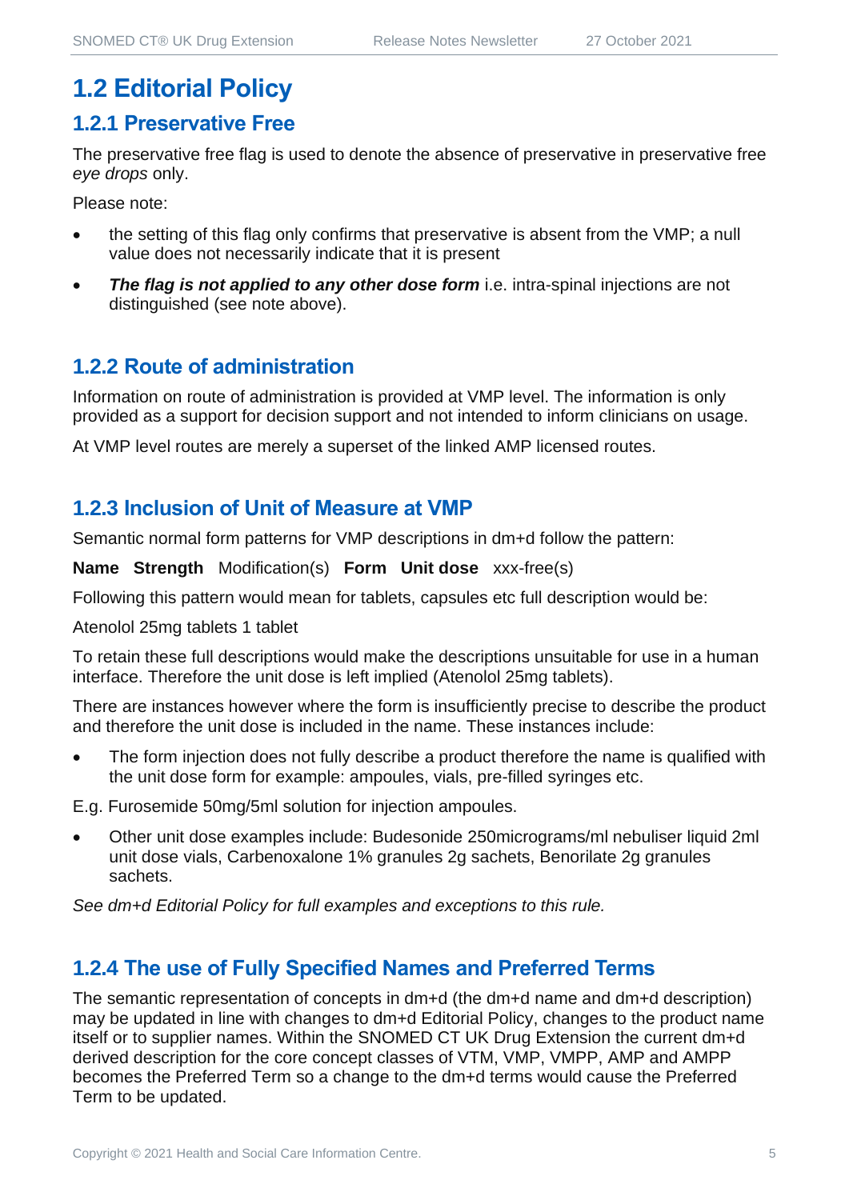## 1.2 Editorial Policy

### 1.2.1 Preservative Free

The preservative free flag is used to denote the absence of preservative in preservative free *eye drops* only.

Please note:

- the setting of this flag only confirms that preservative is absent from the VMP; a null value does not necessarily indicate that it is present
- ***The flag is not applied to any other dose form*** i.e. intra-spinal injections are not distinguished (see note above).

### 1.2.2 Route of administration

Information on route of administration is provided at VMP level. The information is only provided as a support for decision support and not intended to inform clinicians on usage.

At VMP level routes are merely a superset of the linked AMP licensed routes.

### 1.2.3 Inclusion of Unit of Measure at VMP

Semantic normal form patterns for VMP descriptions in dm+d follow the pattern:

**Name Strength** Modification(s) **Form Unit dose** xxx-free(s)

Following this pattern would mean for tablets, capsules etc full description would be:

Atenolol 25mg tablets 1 tablet

To retain these full descriptions would make the descriptions unsuitable for use in a human interface. Therefore the unit dose is left implied (Atenolol 25mg tablets).

There are instances however where the form is insufficiently precise to describe the product and therefore the unit dose is included in the name. These instances include:

- The form injection does not fully describe a product therefore the name is qualified with the unit dose form for example: ampoules, vials, pre-filled syringes etc.

E.g. Furosemide 50mg/5ml solution for injection ampoules.

- Other unit dose examples include: Budesonide 250micrograms/ml nebuliser liquid 2ml unit dose vials, Carbenoxalone 1% granules 2g sachets, Benorilate 2g granules sachets.

*See dm+d Editorial Policy for full examples and exceptions to this rule.*

### 1.2.4 The use of Fully Specified Names and Preferred Terms

The semantic representation of concepts in dm+d (the dm+d name and dm+d description) may be updated in line with changes to dm+d Editorial Policy, changes to the product name itself or to supplier names. Within the SNOMED CT UK Drug Extension the current dm+d derived description for the core concept classes of VTM, VMP, VMPP, AMP and AMPP becomes the Preferred Term so a change to the dm+d terms would cause the Preferred Term to be updated.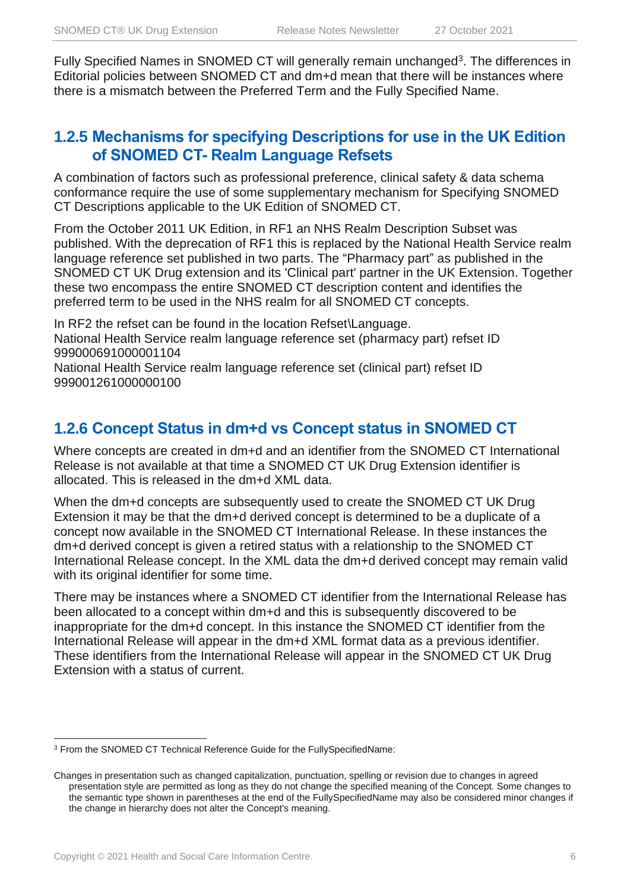Fully Specified Names in SNOMED CT will generally remain unchanged[3]. The differences in Editorial policies between SNOMED CT and dm+d mean that there will be instances where there is a mismatch between the Preferred Term and the Fully Specified Name.

### 1.2.5 Mechanisms for specifying Descriptions for use in the UK Edition of SNOMED CT- Realm Language Refsets

A combination of factors such as professional preference, clinical safety & data schema conformance require the use of some supplementary mechanism for Specifying SNOMED CT Descriptions applicable to the UK Edition of SNOMED CT.

From the October 2011 UK Edition, in RF1 an NHS Realm Description Subset was published. With the deprecation of RF1 this is replaced by the National Health Service realm language reference set published in two parts. The "Pharmacy part" as published in the SNOMED CT UK Drug extension and its 'Clinical part' partner in the UK Extension. Together these two encompass the entire SNOMED CT description content and identifies the preferred term to be used in the NHS realm for all SNOMED CT concepts.

In RF2 the refset can be found in the location Refset\Language.
National Health Service realm language reference set (pharmacy part) refset ID 999000691000001104
National Health Service realm language reference set (clinical part) refset ID 999001261000000100

### 1.2.6 Concept Status in dm+d vs Concept status in SNOMED CT

Where concepts are created in dm+d and an identifier from the SNOMED CT International Release is not available at that time a SNOMED CT UK Drug Extension identifier is allocated. This is released in the dm+d XML data.

When the dm+d concepts are subsequently used to create the SNOMED CT UK Drug Extension it may be that the dm+d derived concept is determined to be a duplicate of a concept now available in the SNOMED CT International Release. In these instances the dm+d derived concept is given a retired status with a relationship to the SNOMED CT International Release concept. In the XML data the dm+d derived concept may remain valid with its original identifier for some time.

There may be instances where a SNOMED CT identifier from the International Release has been allocated to a concept within dm+d and this is subsequently discovered to be inappropriate for the dm+d concept. In this instance the SNOMED CT identifier from the International Release will appear in the dm+d XML format data as a previous identifier. These identifiers from the International Release will appear in the SNOMED CT UK Drug Extension with a status of current.

---

[3] From the SNOMED CT Technical Reference Guide for the FullySpecifiedName:

Changes in presentation such as changed capitalization, punctuation, spelling or revision due to changes in agreed presentation style are permitted as long as they do not change the specified meaning of the Concept. Some changes to the semantic type shown in parentheses at the end of the FullySpecifiedName may also be considered minor changes if the change in hierarchy does not alter the Concept's meaning.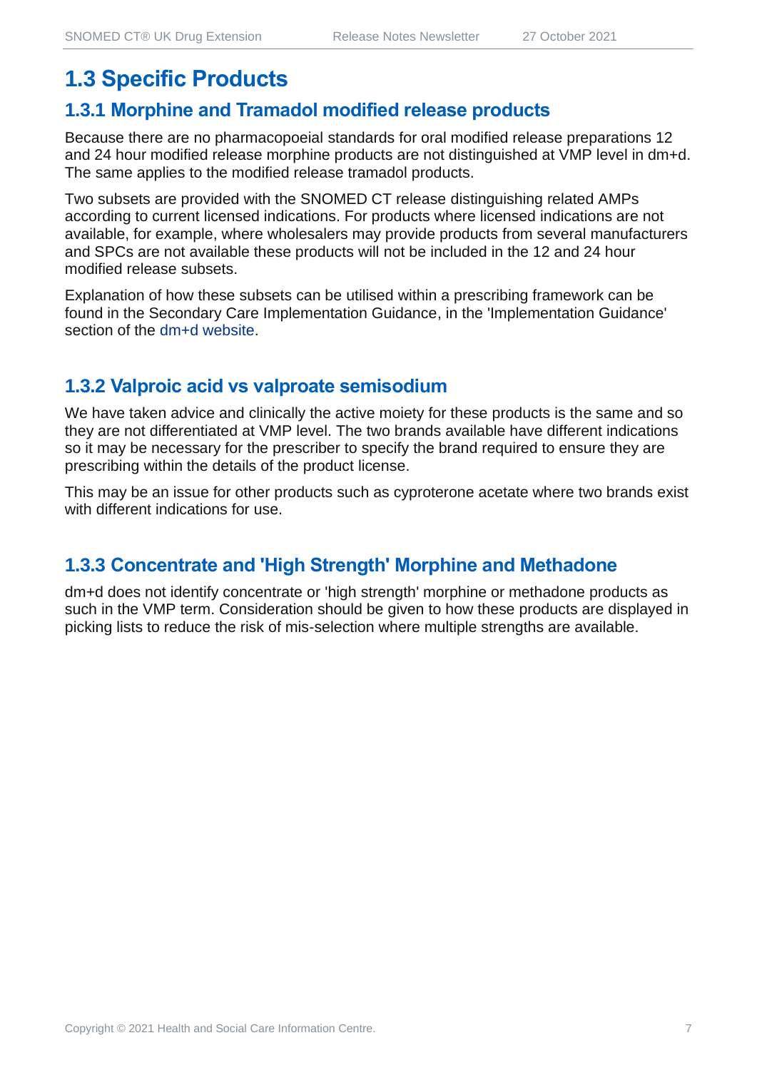## 1.3 Specific Products

### 1.3.1 Morphine and Tramadol modified release products

Because there are no pharmacopoeial standards for oral modified release preparations 12 and 24 hour modified release morphine products are not distinguished at VMP level in dm+d. The same applies to the modified release tramadol products.

Two subsets are provided with the SNOMED CT release distinguishing related AMPs according to current licensed indications. For products where licensed indications are not available, for example, where wholesalers may provide products from several manufacturers and SPCs are not available these products will not be included in the 12 and 24 hour modified release subsets.

Explanation of how these subsets can be utilised within a prescribing framework can be found in the Secondary Care Implementation Guidance, in the 'Implementation Guidance' section of the dm+d website.

### 1.3.2 Valproic acid vs valproate semisodium

We have taken advice and clinically the active moiety for these products is the same and so they are not differentiated at VMP level. The two brands available have different indications so it may be necessary for the prescriber to specify the brand required to ensure they are prescribing within the details of the product license.

This may be an issue for other products such as cyproterone acetate where two brands exist with different indications for use.

### 1.3.3 Concentrate and 'High Strength' Morphine and Methadone

dm+d does not identify concentrate or 'high strength' morphine or methadone products as such in the VMP term. Consideration should be given to how these products are displayed in picking lists to reduce the risk of mis-selection where multiple strengths are available.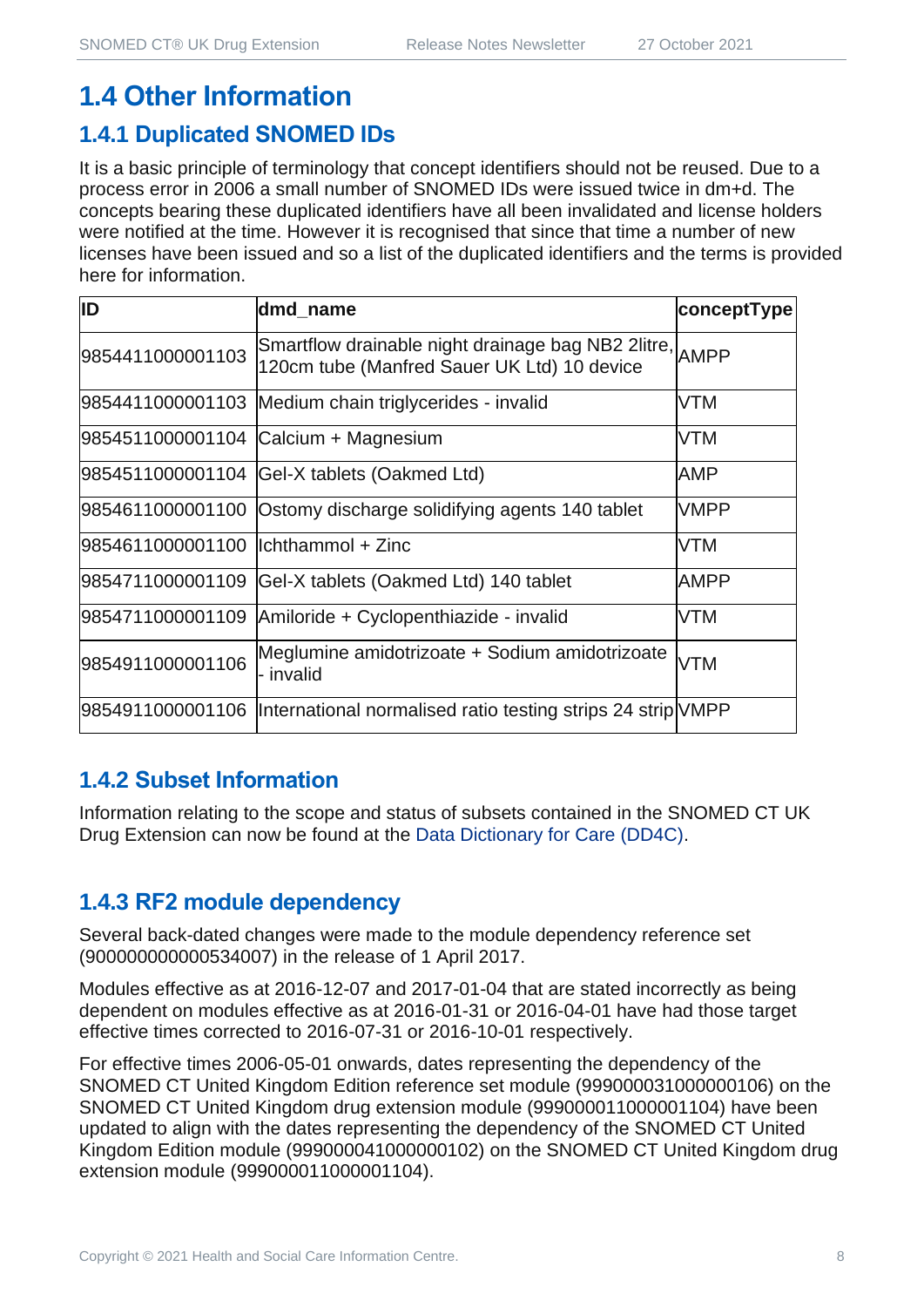## 1.4 Other Information

### 1.4.1 Duplicated SNOMED IDs

It is a basic principle of terminology that concept identifiers should not be reused. Due to a process error in 2006 a small number of SNOMED IDs were issued twice in dm+d. The concepts bearing these duplicated identifiers have all been invalidated and license holders were notified at the time. However it is recognised that since that time a number of new licenses have been issued and so a list of the duplicated identifiers and the terms is provided here for information.

| ID | dmd_name | conceptType |
|---|---|---|
| 9854411000001103 | Smartflow drainable night drainage bag NB2 2litre, 120cm tube (Manfred Sauer UK Ltd) 10 device | AMPP |
| 9854411000001103 | Medium chain triglycerides - invalid | VTM |
| 9854511000001104 | Calcium + Magnesium | VTM |
| 9854511000001104 | Gel-X tablets (Oakmed Ltd) | AMP |
| 9854611000001100 | Ostomy discharge solidifying agents 140 tablet | VMPP |
| 9854611000001100 | Ichthammol + Zinc | VTM |
| 9854711000001109 | Gel-X tablets (Oakmed Ltd) 140 tablet | AMPP |
| 9854711000001109 | Amiloride + Cyclopenthiazide - invalid | VTM |
| 9854911000001106 | Meglumine amidotrizoate + Sodium amidotrizoate - invalid | VTM |
| 9854911000001106 | International normalised ratio testing strips 24 strip | VMPP |

### 1.4.2 Subset Information

Information relating to the scope and status of subsets contained in the SNOMED CT UK Drug Extension can now be found at the Data Dictionary for Care (DD4C).

### 1.4.3 RF2 module dependency

Several back-dated changes were made to the module dependency reference set (900000000000534007) in the release of 1 April 2017.

Modules effective as at 2016-12-07 and 2017-01-04 that are stated incorrectly as being dependent on modules effective as at 2016-01-31 or 2016-04-01 have had those target effective times corrected to 2016-07-31 or 2016-10-01 respectively.

For effective times 2006-05-01 onwards, dates representing the dependency of the SNOMED CT United Kingdom Edition reference set module (999000031000000106) on the SNOMED CT United Kingdom drug extension module (999000011000001104) have been updated to align with the dates representing the dependency of the SNOMED CT United Kingdom Edition module (999000041000000102) on the SNOMED CT United Kingdom drug extension module (999000011000001104).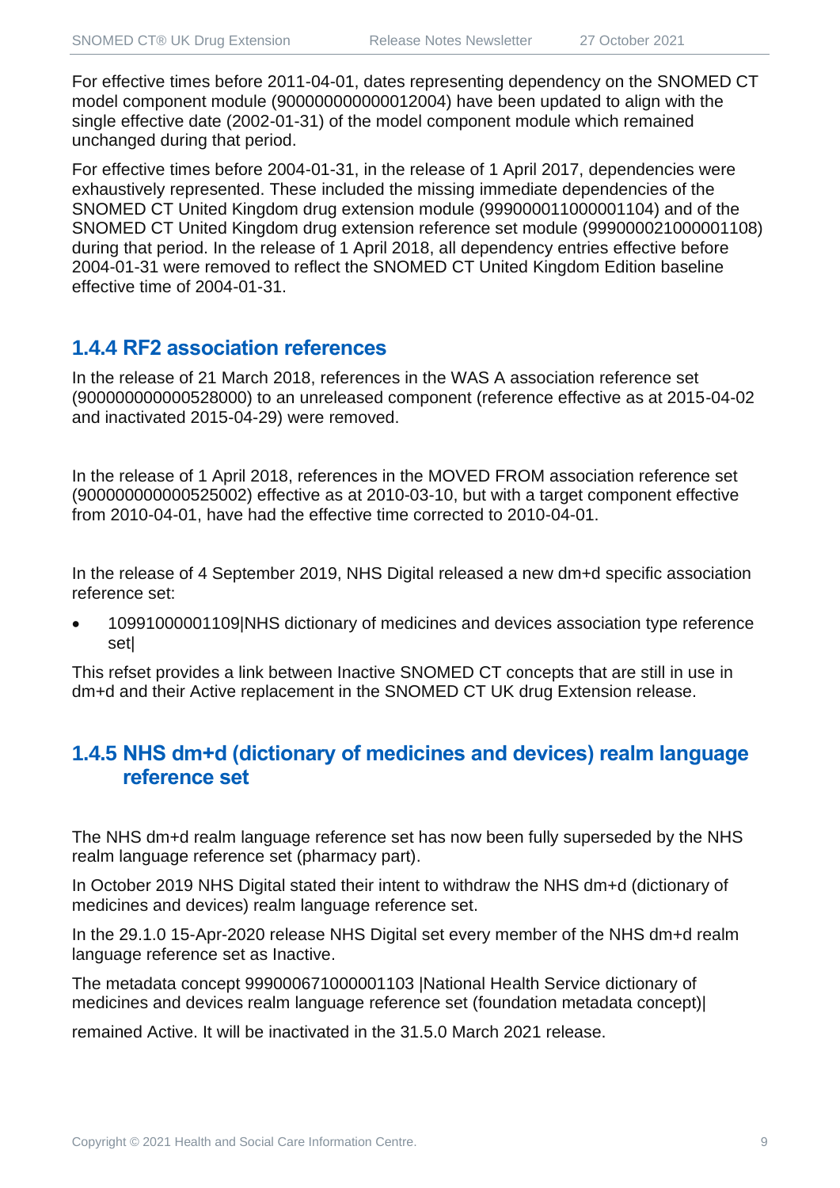For effective times before 2011-04-01, dates representing dependency on the SNOMED CT model component module (900000000000012004) have been updated to align with the single effective date (2002-01-31) of the model component module which remained unchanged during that period.

For effective times before 2004-01-31, in the release of 1 April 2017, dependencies were exhaustively represented. These included the missing immediate dependencies of the SNOMED CT United Kingdom drug extension module (999000011000001104) and of the SNOMED CT United Kingdom drug extension reference set module (999000021000001108) during that period. In the release of 1 April 2018, all dependency entries effective before 2004-01-31 were removed to reflect the SNOMED CT United Kingdom Edition baseline effective time of 2004-01-31.

### 1.4.4 RF2 association references

In the release of 21 March 2018, references in the WAS A association reference set (900000000000528000) to an unreleased component (reference effective as at 2015-04-02 and inactivated 2015-04-29) were removed.

In the release of 1 April 2018, references in the MOVED FROM association reference set (900000000000525002) effective as at 2010-03-10, but with a target component effective from 2010-04-01, have had the effective time corrected to 2010-04-01.

In the release of 4 September 2019, NHS Digital released a new dm+d specific association reference set:

- 10991000001109|NHS dictionary of medicines and devices association type reference set|

This refset provides a link between Inactive SNOMED CT concepts that are still in use in dm+d and their Active replacement in the SNOMED CT UK drug Extension release.

### 1.4.5 NHS dm+d (dictionary of medicines and devices) realm language reference set

The NHS dm+d realm language reference set has now been fully superseded by the NHS realm language reference set (pharmacy part).

In October 2019 NHS Digital stated their intent to withdraw the NHS dm+d (dictionary of medicines and devices) realm language reference set.

In the 29.1.0 15-Apr-2020 release NHS Digital set every member of the NHS dm+d realm language reference set as Inactive.

The metadata concept 999000671000001103 |National Health Service dictionary of medicines and devices realm language reference set (foundation metadata concept)|

remained Active. It will be inactivated in the 31.5.0 March 2021 release.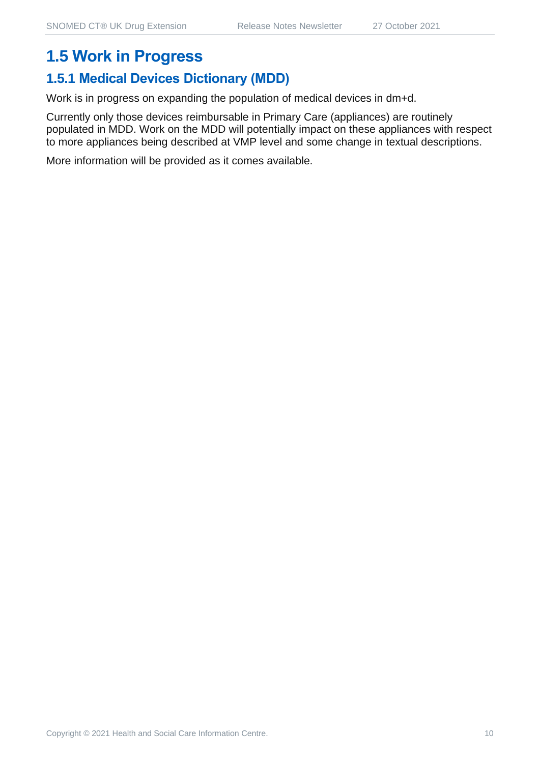## 1.5 Work in Progress

### 1.5.1 Medical Devices Dictionary (MDD)

Work is in progress on expanding the population of medical devices in dm+d.

Currently only those devices reimbursable in Primary Care (appliances) are routinely populated in MDD. Work on the MDD will potentially impact on these appliances with respect to more appliances being described at VMP level and some change in textual descriptions.

More information will be provided as it comes available.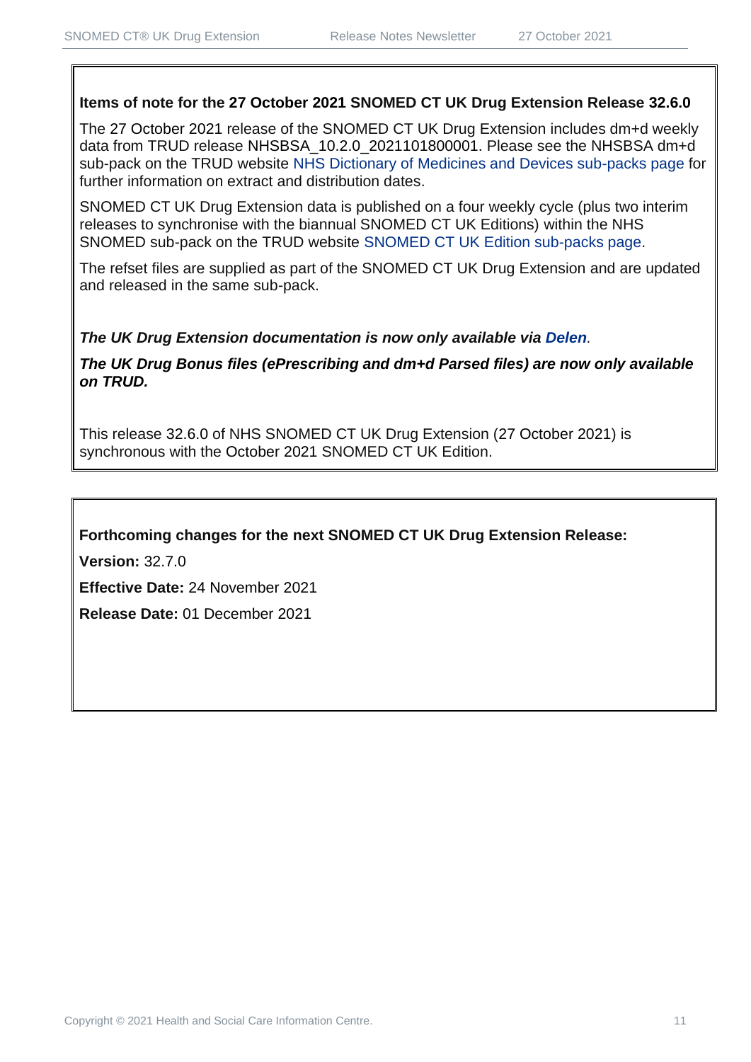**Items of note for the 27 October 2021 SNOMED CT UK Drug Extension Release 32.6.0**

The 27 October 2021 release of the SNOMED CT UK Drug Extension includes dm+d weekly data from TRUD release NHSBSA_10.2.0_20211018000001. Please see the NHSBSA dm+d sub-pack on the TRUD website NHS Dictionary of Medicines and Devices sub-packs page for further information on extract and distribution dates.

SNOMED CT UK Drug Extension data is published on a four weekly cycle (plus two interim releases to synchronise with the biannual SNOMED CT UK Editions) within the NHS SNOMED sub-pack on the TRUD website SNOMED CT UK Edition sub-packs page.

The refset files are supplied as part of the SNOMED CT UK Drug Extension and are updated and released in the same sub-pack.

***The UK Drug Extension documentation is now only available via Delen.***

***The UK Drug Bonus files (ePrescribing and dm+d Parsed files) are now only available on TRUD.***

This release 32.6.0 of NHS SNOMED CT UK Drug Extension (27 October 2021) is synchronous with the October 2021 SNOMED CT UK Edition.

**Forthcoming changes for the next SNOMED CT UK Drug Extension Release:**

**Version:** 32.7.0

**Effective Date:** 24 November 2021

**Release Date:** 01 December 2021